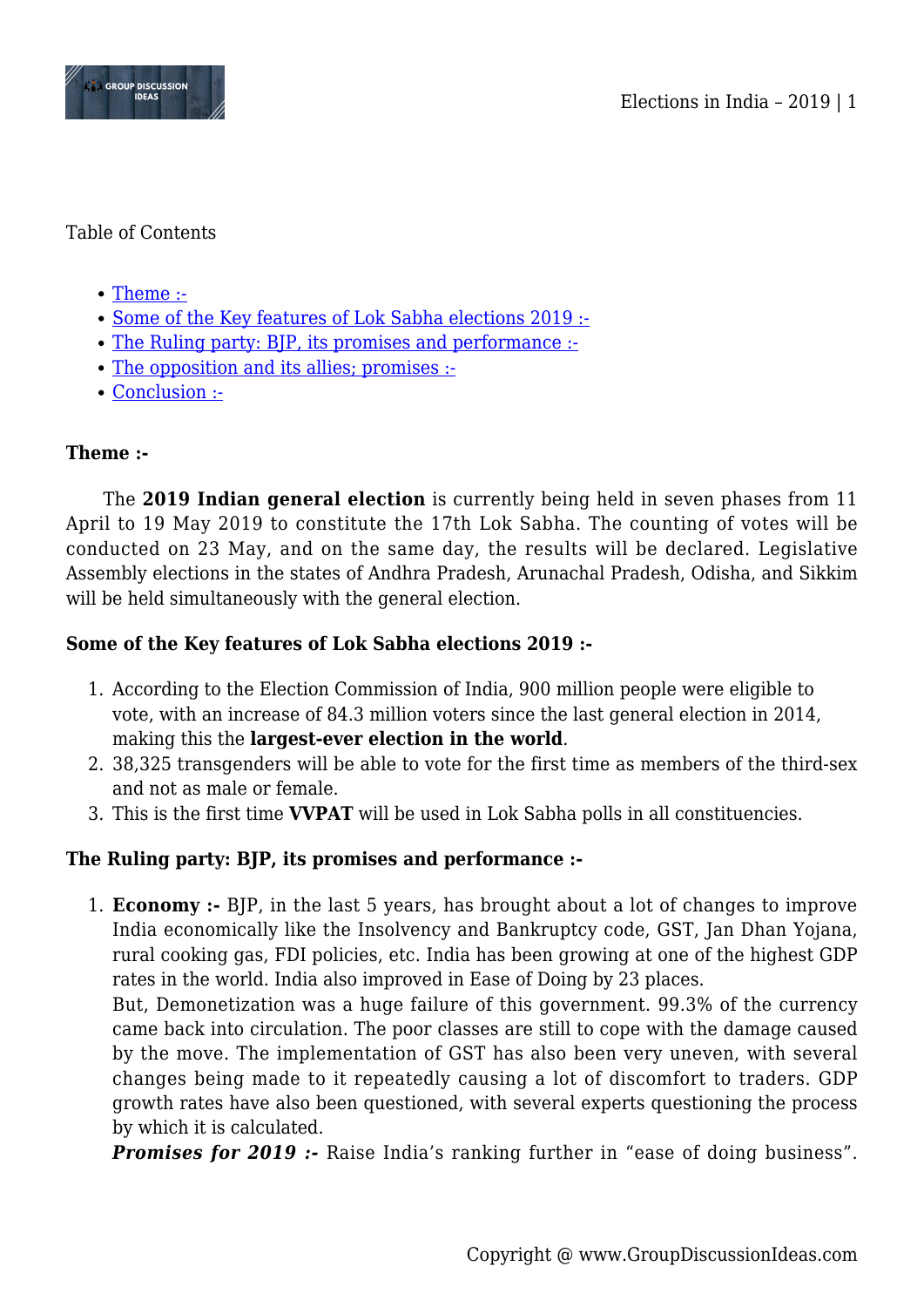Table of Contents

- [Theme :-](#)
- [Some of the Key features of Lok Sabha elections 2019 :-](#)
- [The Ruling party: BJP, its promises and performance :-](#)
- [The opposition and its allies; promises :-](#)
- [Conclusion :-](#)

**Theme :-**

The **2019 Indian general election** is currently being held in seven phases from 11 April to 19 May 2019 to constitute the 17th Lok Sabha. The counting of votes will be conducted on 23 May, and on the same day, the results will be declared. Legislative Assembly elections in the states of Andhra Pradesh, Arunachal Pradesh, Odisha, and Sikkim will be held simultaneously with the general election.

**Some of the Key features of Lok Sabha elections 2019 :-**

1. According to the Election Commission of India, 900 million people were eligible to vote, with an increase of 84.3 million voters since the last general election in 2014, making this the **largest-ever election in the world**.
2. 38,325 transgenders will be able to vote for the first time as members of the third-sex and not as male or female.
3. This is the first time **VVPAT** will be used in Lok Sabha polls in all constituencies.

**The Ruling party: BJP, its promises and performance :-**

1. **Economy :-** BJP, in the last 5 years, has brought about a lot of changes to improve India economically like the Insolvency and Bankruptcy code, GST, Jan Dhan Yojana, rural cooking gas, FDI policies, etc. India has been growing at one of the highest GDP rates in the world. India also improved in Ease of Doing by 23 places.
   But, Demonetization was a huge failure of this government. 99.3% of the currency came back into circulation. The poor classes are still to cope with the damage caused by the move. The implementation of GST has also been very uneven, with several changes being made to it repeatedly causing a lot of discomfort to traders. GDP growth rates have also been questioned, with several experts questioning the process by which it is calculated.
   ***Promises for 2019 :-*** Raise India's ranking further in "ease of doing business".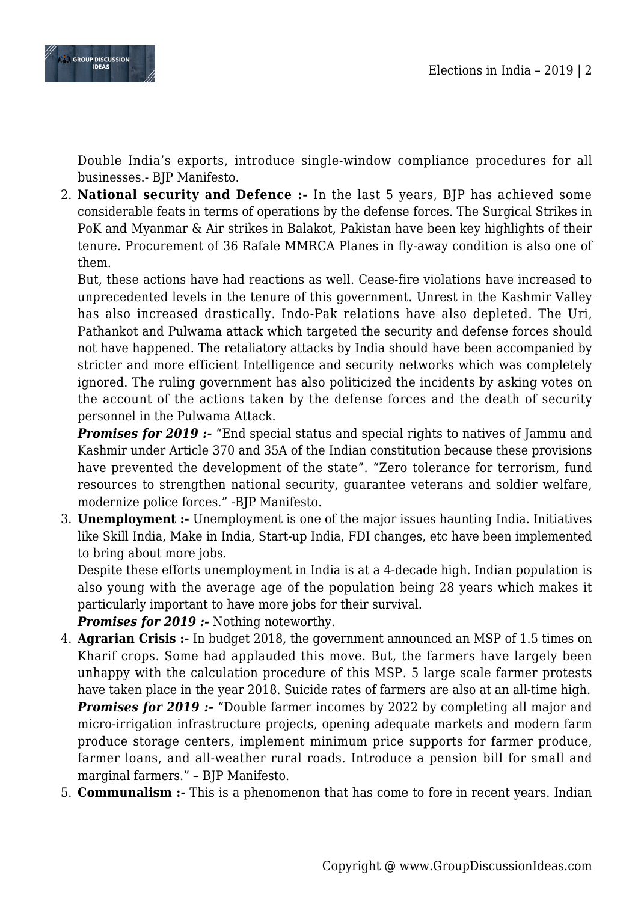Double India's exports, introduce single-window compliance procedures for all businesses.- BJP Manifesto.

2. **National security and Defence :-** In the last 5 years, BJP has achieved some considerable feats in terms of operations by the defense forces. The Surgical Strikes in PoK and Myanmar & Air strikes in Balakot, Pakistan have been key highlights of their tenure. Procurement of 36 Rafale MMRCA Planes in fly-away condition is also one of them.
   But, these actions have had reactions as well. Cease-fire violations have increased to unprecedented levels in the tenure of this government. Unrest in the Kashmir Valley has also increased drastically. Indo-Pak relations have also depleted. The Uri, Pathankot and Pulwama attack which targeted the security and defense forces should not have happened. The retaliatory attacks by India should have been accompanied by stricter and more efficient Intelligence and security networks which was completely ignored. The ruling government has also politicized the incidents by asking votes on the account of the actions taken by the defense forces and the death of security personnel in the Pulwama Attack.
   ***Promises for 2019 :-*** "End special status and special rights to natives of Jammu and Kashmir under Article 370 and 35A of the Indian constitution because these provisions have prevented the development of the state". "Zero tolerance for terrorism, fund resources to strengthen national security, guarantee veterans and soldier welfare, modernize police forces." -BJP Manifesto.
3. **Unemployment :-** Unemployment is one of the major issues haunting India. Initiatives like Skill India, Make in India, Start-up India, FDI changes, etc have been implemented to bring about more jobs.
   Despite these efforts unemployment in India is at a 4-decade high. Indian population is also young with the average age of the population being 28 years which makes it particularly important to have more jobs for their survival.
   ***Promises for 2019 :-*** Nothing noteworthy.
4. **Agrarian Crisis :-** In budget 2018, the government announced an MSP of 1.5 times on Kharif crops. Some had applauded this move. But, the farmers have largely been unhappy with the calculation procedure of this MSP. 5 large scale farmer protests have taken place in the year 2018. Suicide rates of farmers are also at an all-time high.
   ***Promises for 2019 :-*** "Double farmer incomes by 2022 by completing all major and micro-irrigation infrastructure projects, opening adequate markets and modern farm produce storage centers, implement minimum price supports for farmer produce, farmer loans, and all-weather rural roads. Introduce a pension bill for small and marginal farmers." – BJP Manifesto.
5. **Communalism :-** This is a phenomenon that has come to fore in recent years. Indian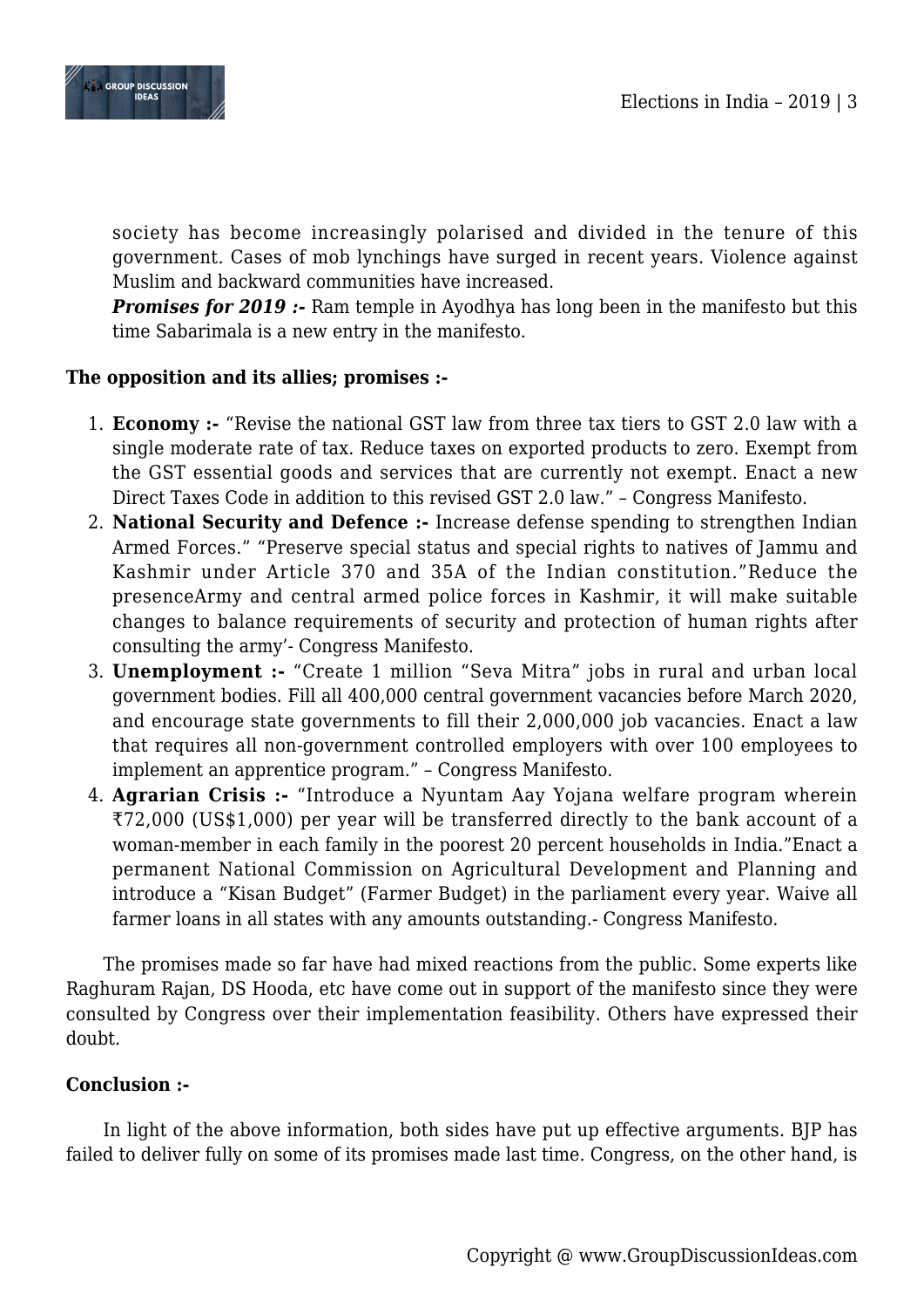society has become increasingly polarised and divided in the tenure of this government. Cases of mob lynchings have surged in recent years. Violence against Muslim and backward communities have increased.
***Promises for 2019 :-*** Ram temple in Ayodhya has long been in the manifesto but this time Sabarimala is a new entry in the manifesto.

**The opposition and its allies; promises :-**

1. **Economy :-** "Revise the national GST law from three tax tiers to GST 2.0 law with a single moderate rate of tax. Reduce taxes on exported products to zero. Exempt from the GST essential goods and services that are currently not exempt. Enact a new Direct Taxes Code in addition to this revised GST 2.0 law." – Congress Manifesto.
2. **National Security and Defence :-** Increase defense spending to strengthen Indian Armed Forces." "Preserve special status and special rights to natives of Jammu and Kashmir under Article 370 and 35A of the Indian constitution."Reduce the presenceArmy and central armed police forces in Kashmir, it will make suitable changes to balance requirements of security and protection of human rights after consulting the army'- Congress Manifesto.
3. **Unemployment :-** "Create 1 million "Seva Mitra" jobs in rural and urban local government bodies. Fill all 400,000 central government vacancies before March 2020, and encourage state governments to fill their 2,000,000 job vacancies. Enact a law that requires all non-government controlled employers with over 100 employees to implement an apprentice program." – Congress Manifesto.
4. **Agrarian Crisis :-** "Introduce a Nyuntam Aay Yojana welfare program wherein ₹72,000 (US$1,000) per year will be transferred directly to the bank account of a woman-member in each family in the poorest 20 percent households in India."Enact a permanent National Commission on Agricultural Development and Planning and introduce a "Kisan Budget" (Farmer Budget) in the parliament every year. Waive all farmer loans in all states with any amounts outstanding.- Congress Manifesto.

The promises made so far have had mixed reactions from the public. Some experts like Raghuram Rajan, DS Hooda, etc have come out in support of the manifesto since they were consulted by Congress over their implementation feasibility. Others have expressed their doubt.

**Conclusion :-**

In light of the above information, both sides have put up effective arguments. BJP has failed to deliver fully on some of its promises made last time. Congress, on the other hand, is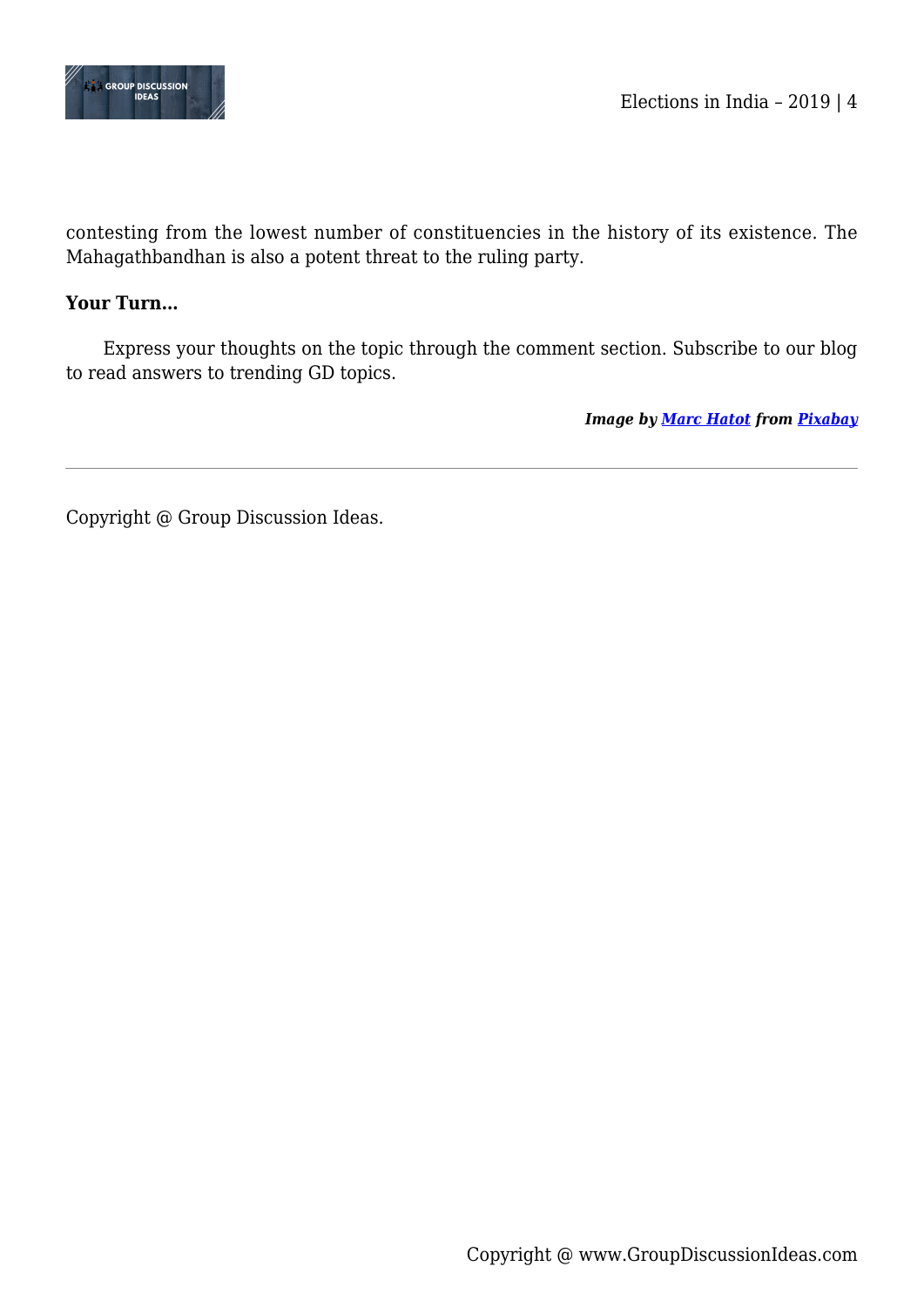contesting from the lowest number of constituencies in the history of its existence. The Mahagathbandhan is also a potent threat to the ruling party.

**Your Turn…**

Express your thoughts on the topic through the comment section. Subscribe to our blog to read answers to trending GD topics.

***Image by [Marc Hatot](#) from [Pixabay](#)***

---

Copyright @ Group Discussion Ideas.